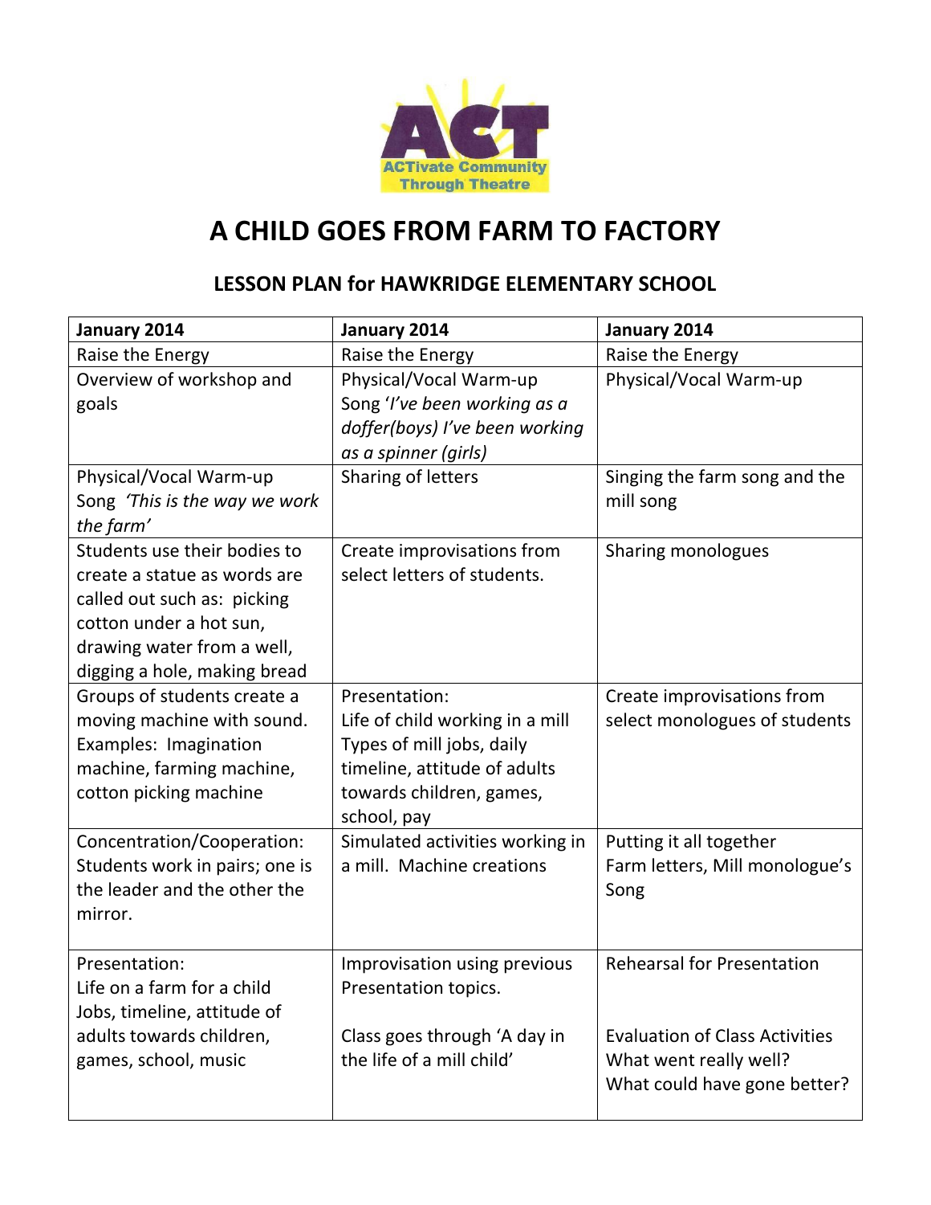ACTivate Community Through Theatre

# A CHILD GOES FROM FARM TO FACTORY

## LESSON PLAN for HAWKRIDGE ELEMENTARY SCHOOL

| **January 2014** | **January 2014** | **January 2014** |
|---|---|---|
| Raise the Energy | Raise the Energy | Raise the Energy |
| Overview of workshop and goals | Physical/Vocal Warm-up<br>Song '*I've been working as a doffer(boys) I've been working as a spinner (girls)* | Physical/Vocal Warm-up |
| Physical/Vocal Warm-up<br>Song *'This is the way we work the farm'* | Sharing of letters | Singing the farm song and the mill song |
| Students use their bodies to create a statue as words are called out such as: picking cotton under a hot sun, drawing water from a well, digging a hole, making bread | Create improvisations from select letters of students. | Sharing monologues |
| Groups of students create a moving machine with sound. Examples: Imagination machine, farming machine, cotton picking machine | Presentation:<br>Life of child working in a mill<br>Types of mill jobs, daily timeline, attitude of adults towards children, games, school, pay | Create improvisations from select monologues of students |
| Concentration/Cooperation: Students work in pairs; one is the leader and the other the mirror. | Simulated activities working in a mill. Machine creations | Putting it all together<br>Farm letters, Mill monologue's<br>Song |
| Presentation:<br>Life on a farm for a child<br>Jobs, timeline, attitude of adults towards children, games, school, music | Improvisation using previous Presentation topics.<br><br>Class goes through 'A day in the life of a mill child' | Rehearsal for Presentation<br><br>Evaluation of Class Activities<br>What went really well?<br>What could have gone better? |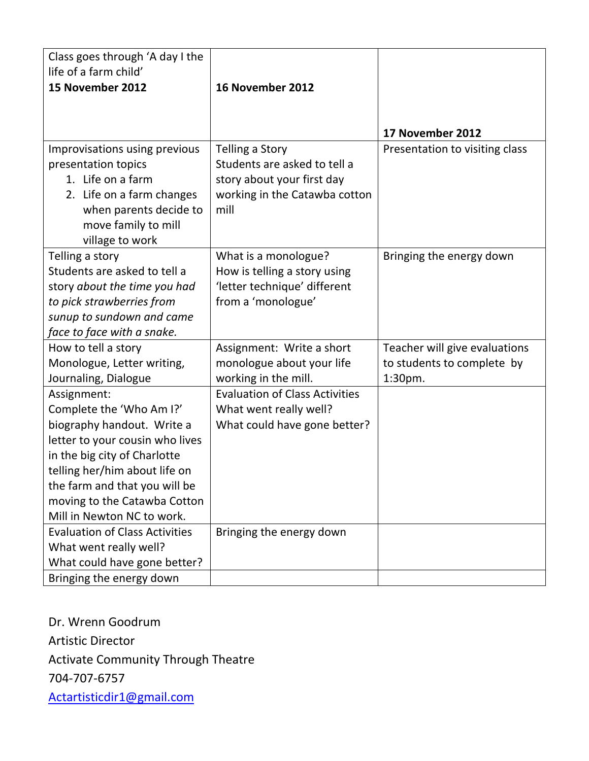| Class goes through 'A day I the life of a farm child' **15 November 2012** | **16 November 2012** | **17 November 2012** |
|---|---|---|
| Improvisations using previous presentation topics<br>1. Life on a farm<br>2. Life on a farm changes when parents decide to move family to mill village to work | Telling a Story<br>Students are asked to tell a story about your first day working in the Catawba cotton mill | Presentation to visiting class |
| Telling a story<br>Students are asked to tell a story *about the time you had to pick strawberries from sunup to sundown and came face to face with a snake.* | What is a monologue?<br>How is telling a story using 'letter technique' different from a 'monologue' | Bringing the energy down |
| How to tell a story<br>Monologue, Letter writing, Journaling, Dialogue | Assignment: Write a short monologue about your life working in the mill. | Teacher will give evaluations to students to complete by 1:30pm. |
| Assignment:<br>Complete the 'Who Am I?' biography handout. Write a letter to your cousin who lives in the big city of Charlotte telling her/him about life on the farm and that you will be moving to the Catawba Cotton Mill in Newton NC to work. | Evaluation of Class Activities<br>What went really well?<br>What could have gone better? | |
| Evaluation of Class Activities<br>What went really well?<br>What could have gone better? | Bringing the energy down | |
| Bringing the energy down | | |

Dr. Wrenn Goodrum
Artistic Director
Activate Community Through Theatre
704-707-6757
[Actartisticdir1@gmail.com](mailto:Actartisticdir1@gmail.com)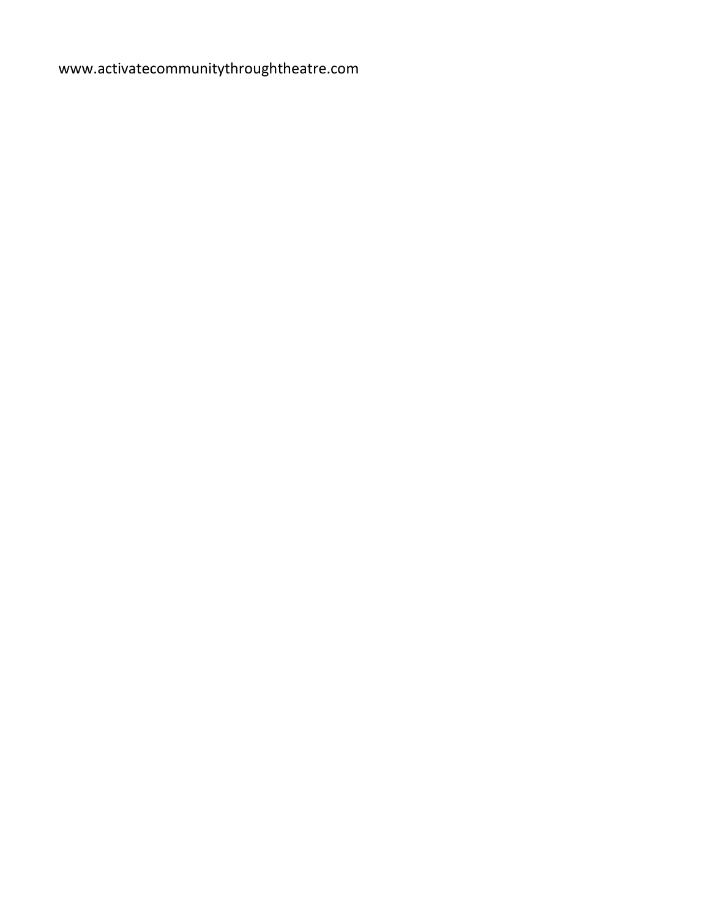www.activatecommunitythroughtheatre.com